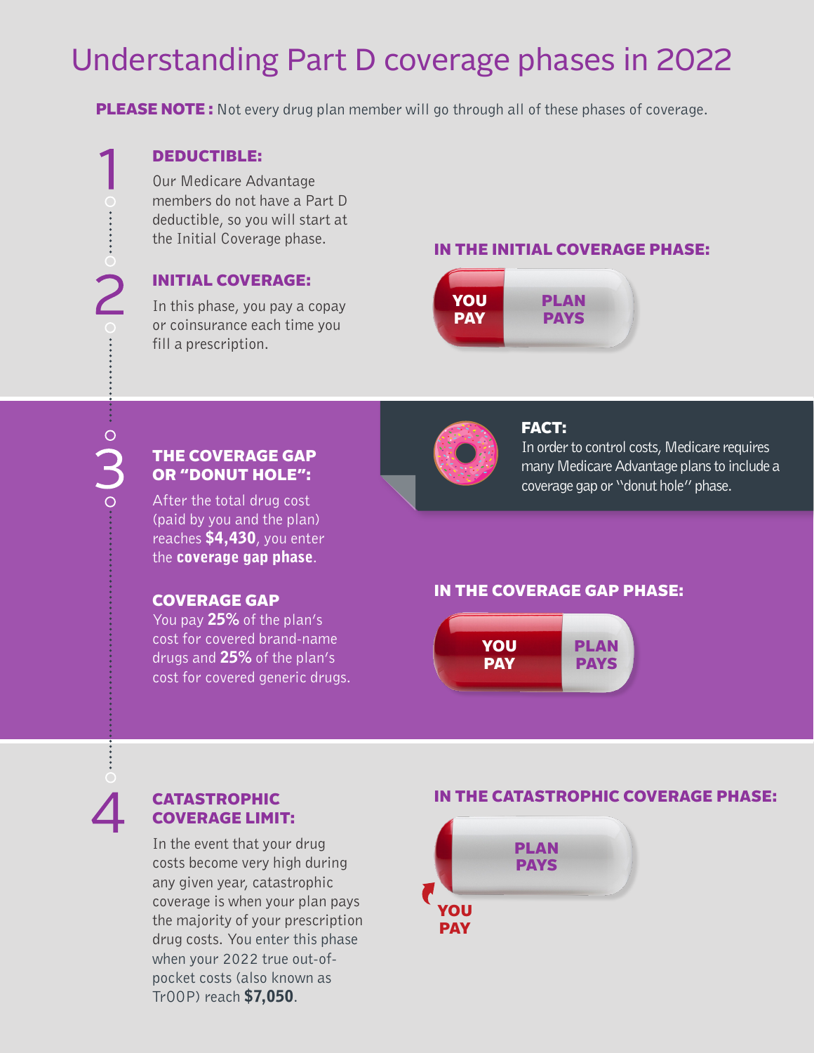# Understanding Part D coverage phases in 2022

**PLEASE NOTE :** Not every drug plan member will go through all of these phases of coverage.

## 1 DEDUCTIBLE:

Our Medicare Advantage members do not have a Part D deductible, so you will start at the Initial Coverage phase.

## 2 INITIAL COVERAGE:

In this phase, you pay a copay or coinsurance each time you fill a prescription.

### IN THE INITIAL COVERAGE PHASE:

YOU PAY | PLAN PAYS

## 3 THE COVERAGE GAP OR "DONUT HOLE":

After the total drug cost (paid by you and the plan) reaches **$4,430**, you enter the **coverage gap phase**.

**FACT:**
In order to control costs, Medicare requires many Medicare Advantage plans to include a coverage gap or "donut hole" phase.

### COVERAGE GAP

You pay **25%** of the plan's cost for covered brand-name drugs and **25%** of the plan's cost for covered generic drugs.

### IN THE COVERAGE GAP PHASE:

YOU PAY | PLAN PAYS

## 4 CATASTROPHIC COVERAGE LIMIT:

In the event that your drug costs become very high during any given year, catastrophic coverage is when your plan pays the majority of your prescription drug costs. You enter this phase when your 2022 true out-of-pocket costs (also known as TrOOP) reach **$7,050**.

### IN THE CATASTROPHIC COVERAGE PHASE:

PLAN PAYS

YOU PAY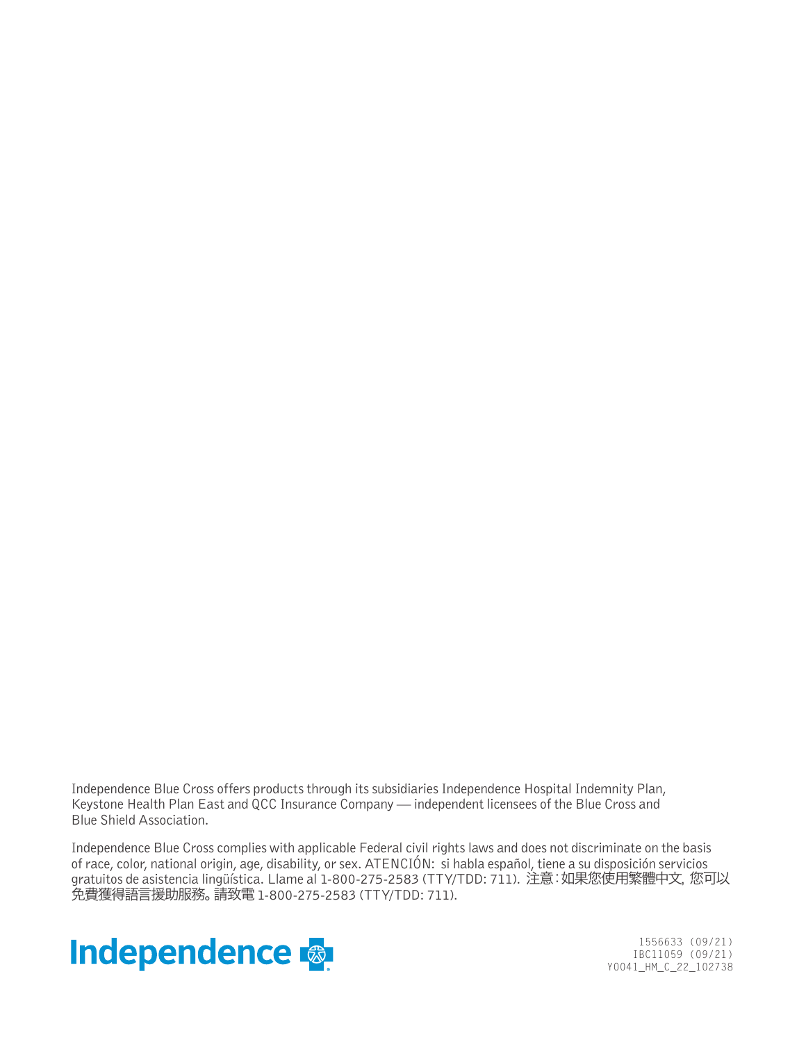Independence Blue Cross offers products through its subsidiaries Independence Hospital Indemnity Plan, Keystone Health Plan East and QCC Insurance Company — independent licensees of the Blue Cross and Blue Shield Association.

Independence Blue Cross complies with applicable Federal civil rights laws and does not discriminate on the basis of race, color, national origin, age, disability, or sex. ATENCIÓN: si habla español, tiene a su disposición servicios gratuitos de asistencia lingüística. Llame al 1-800-275-2583 (TTY/TDD: 711). 注意：如果您使用繁體中文, 您可以免費獲得語言援助服務。請致電 1-800-275-2583 (TTY/TDD: 711).

Independence

1556633 (09/21)
IBC11059 (09/21)
Y0041_HM_C_22_102738